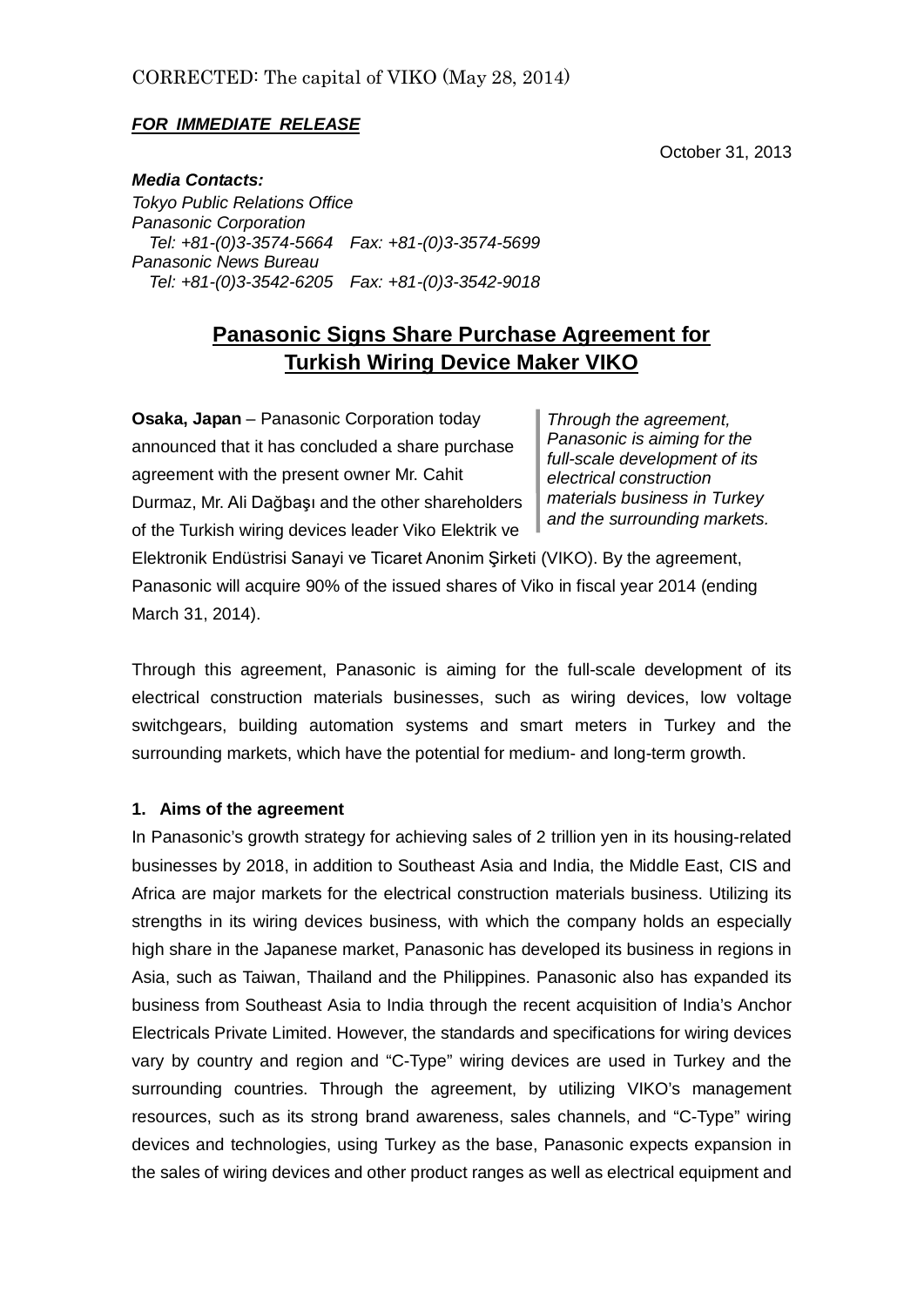CORRECTED: The capital of VIKO (May 28, 2014)

***FOR IMMEDIATE RELEASE***

October 31, 2013

***Media Contacts:***
*Tokyo Public Relations Office*
*Panasonic Corporation*
*Tel: +81-(0)3-3574-5664 Fax: +81-(0)3-3574-5699*
*Panasonic News Bureau*
*Tel: +81-(0)3-3542-6205 Fax: +81-(0)3-3542-9018*

# Panasonic Signs Share Purchase Agreement for Turkish Wiring Device Maker VIKO

*Through the agreement, Panasonic is aiming for the full-scale development of its electrical construction materials business in Turkey and the surrounding markets.*

**Osaka, Japan** – Panasonic Corporation today announced that it has concluded a share purchase agreement with the present owner Mr. Cahit Durmaz, Mr. Ali Dağbaşı and the other shareholders of the Turkish wiring devices leader Viko Elektrik ve Elektronik Endüstrisi Sanayi ve Ticaret Anonim Şirketi (VIKO). By the agreement, Panasonic will acquire 90% of the issued shares of Viko in fiscal year 2014 (ending March 31, 2014).

Through this agreement, Panasonic is aiming for the full-scale development of its electrical construction materials businesses, such as wiring devices, low voltage switchgears, building automation systems and smart meters in Turkey and the surrounding markets, which have the potential for medium- and long-term growth.

**1. Aims of the agreement**

In Panasonic's growth strategy for achieving sales of 2 trillion yen in its housing-related businesses by 2018, in addition to Southeast Asia and India, the Middle East, CIS and Africa are major markets for the electrical construction materials business. Utilizing its strengths in its wiring devices business, with which the company holds an especially high share in the Japanese market, Panasonic has developed its business in regions in Asia, such as Taiwan, Thailand and the Philippines. Panasonic also has expanded its business from Southeast Asia to India through the recent acquisition of India's Anchor Electricals Private Limited. However, the standards and specifications for wiring devices vary by country and region and "C-Type" wiring devices are used in Turkey and the surrounding countries. Through the agreement, by utilizing VIKO's management resources, such as its strong brand awareness, sales channels, and "C-Type" wiring devices and technologies, using Turkey as the base, Panasonic expects expansion in the sales of wiring devices and other product ranges as well as electrical equipment and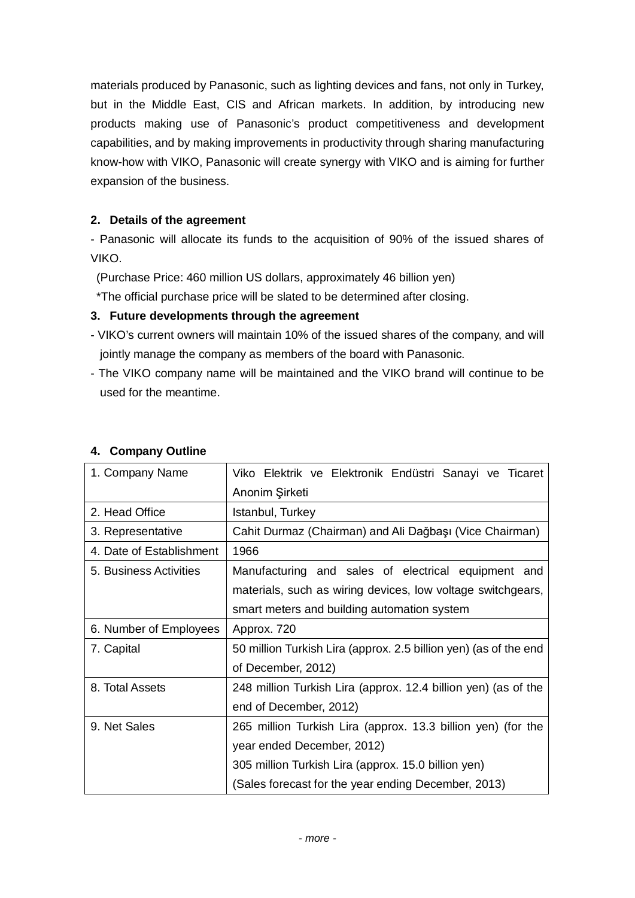materials produced by Panasonic, such as lighting devices and fans, not only in Turkey, but in the Middle East, CIS and African markets. In addition, by introducing new products making use of Panasonic's product competitiveness and development capabilities, and by making improvements in productivity through sharing manufacturing know-how with VIKO, Panasonic will create synergy with VIKO and is aiming for further expansion of the business.

**2. Details of the agreement**

- Panasonic will allocate its funds to the acquisition of 90% of the issued shares of VIKO.

  (Purchase Price: 460 million US dollars, approximately 46 billion yen)

  *The official purchase price will be slated to be determined after closing.

**3. Future developments through the agreement**

- VIKO's current owners will maintain 10% of the issued shares of the company, and will jointly manage the company as members of the board with Panasonic.
- The VIKO company name will be maintained and the VIKO brand will continue to be used for the meantime.

**4. Company Outline**

| | |
|---|---|
| 1. Company Name | Viko Elektrik ve Elektronik Endüstri Sanayi ve Ticaret Anonim Şirketi |
| 2. Head Office | Istanbul, Turkey |
| 3. Representative | Cahit Durmaz (Chairman) and Ali Dağbaşı (Vice Chairman) |
| 4. Date of Establishment | 1966 |
| 5. Business Activities | Manufacturing and sales of electrical equipment and materials, such as wiring devices, low voltage switchgears, smart meters and building automation system |
| 6. Number of Employees | Approx. 720 |
| 7. Capital | 50 million Turkish Lira (approx. 2.5 billion yen) (as of the end of December, 2012) |
| 8. Total Assets | 248 million Turkish Lira (approx. 12.4 billion yen) (as of the end of December, 2012) |
| 9. Net Sales | 265 million Turkish Lira (approx. 13.3 billion yen) (for the year ended December, 2012)<br>305 million Turkish Lira (approx. 15.0 billion yen)<br>(Sales forecast for the year ending December, 2013) |

*- more -*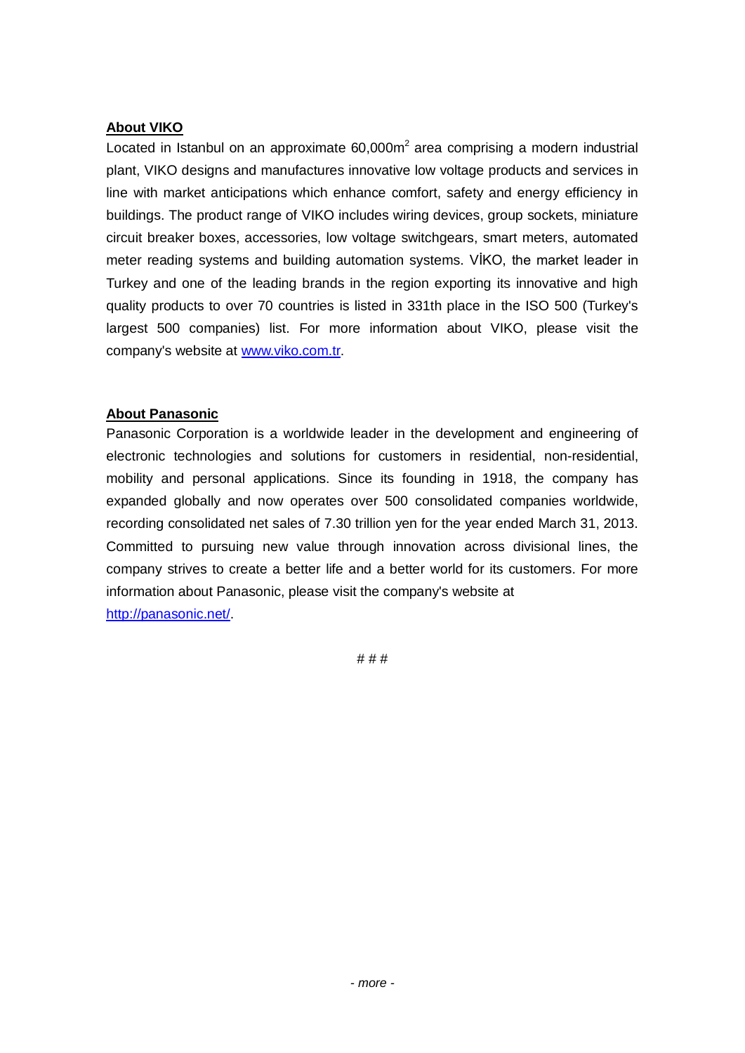**About VIKO**

Located in Istanbul on an approximate 60,000m$^2$ area comprising a modern industrial plant, VIKO designs and manufactures innovative low voltage products and services in line with market anticipations which enhance comfort, safety and energy efficiency in buildings. The product range of VIKO includes wiring devices, group sockets, miniature circuit breaker boxes, accessories, low voltage switchgears, smart meters, automated meter reading systems and building automation systems. VİKO, the market leader in Turkey and one of the leading brands in the region exporting its innovative and high quality products to over 70 countries is listed in 331th place in the ISO 500 (Turkey's largest 500 companies) list. For more information about VIKO, please visit the company's website at www.viko.com.tr.

**About Panasonic**

Panasonic Corporation is a worldwide leader in the development and engineering of electronic technologies and solutions for customers in residential, non-residential, mobility and personal applications. Since its founding in 1918, the company has expanded globally and now operates over 500 consolidated companies worldwide, recording consolidated net sales of 7.30 trillion yen for the year ended March 31, 2013. Committed to pursuing new value through innovation across divisional lines, the company strives to create a better life and a better world for its customers. For more information about Panasonic, please visit the company's website at http://panasonic.net/.

# # #

*- more -*